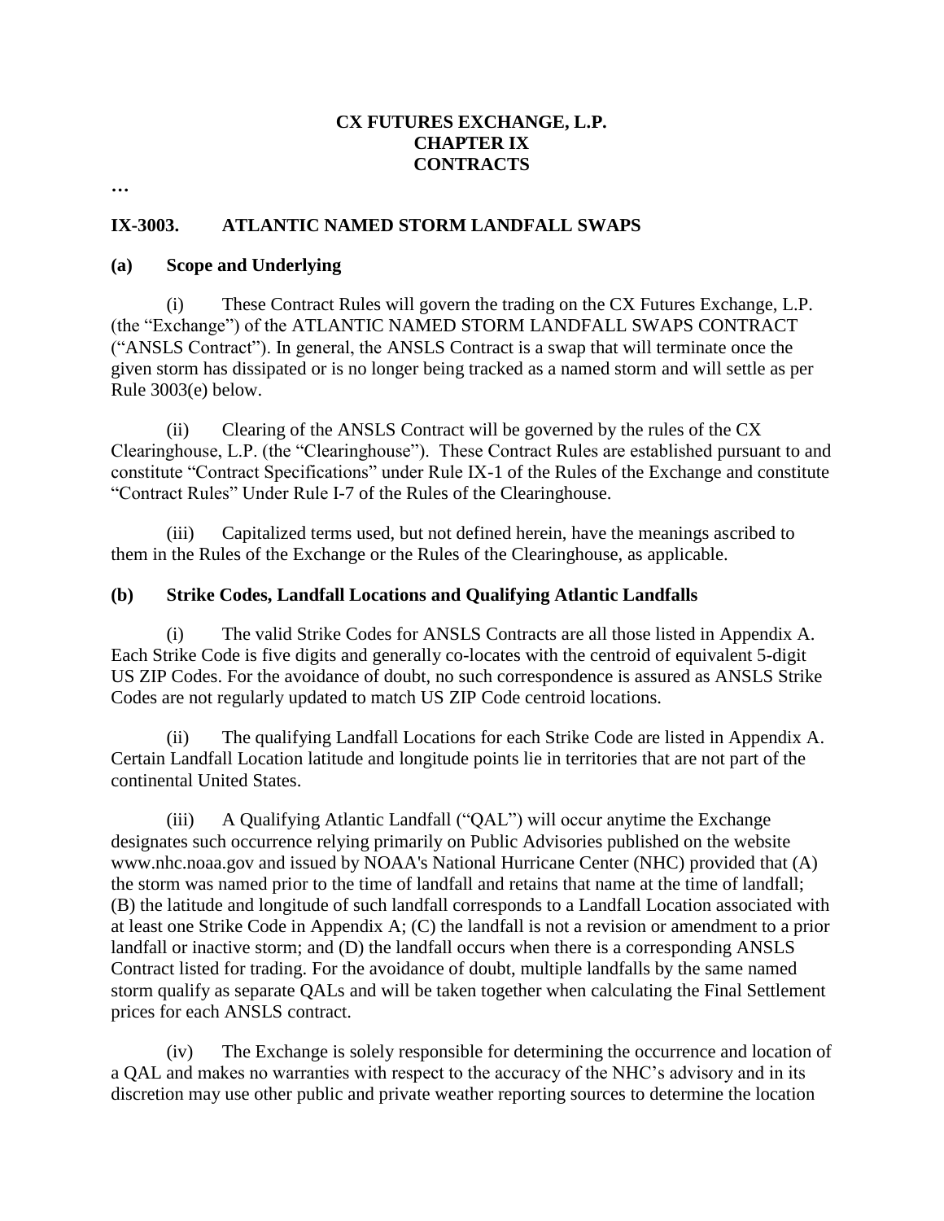**CX FUTURES EXCHANGE, L.P.**
**CHAPTER IX**
**CONTRACTS**

…

## IX-3003. ATLANTIC NAMED STORM LANDFALL SWAPS

### (a) Scope and Underlying

(i) These Contract Rules will govern the trading on the CX Futures Exchange, L.P. (the "Exchange") of the ATLANTIC NAMED STORM LANDFALL SWAPS CONTRACT ("ANSLS Contract"). In general, the ANSLS Contract is a swap that will terminate once the given storm has dissipated or is no longer being tracked as a named storm and will settle as per Rule 3003(e) below.

(ii) Clearing of the ANSLS Contract will be governed by the rules of the CX Clearinghouse, L.P. (the "Clearinghouse"). These Contract Rules are established pursuant to and constitute "Contract Specifications" under Rule IX-1 of the Rules of the Exchange and constitute "Contract Rules" Under Rule I-7 of the Rules of the Clearinghouse.

(iii) Capitalized terms used, but not defined herein, have the meanings ascribed to them in the Rules of the Exchange or the Rules of the Clearinghouse, as applicable.

### (b) Strike Codes, Landfall Locations and Qualifying Atlantic Landfalls

(i) The valid Strike Codes for ANSLS Contracts are all those listed in Appendix A. Each Strike Code is five digits and generally co-locates with the centroid of equivalent 5-digit US ZIP Codes. For the avoidance of doubt, no such correspondence is assured as ANSLS Strike Codes are not regularly updated to match US ZIP Code centroid locations.

(ii) The qualifying Landfall Locations for each Strike Code are listed in Appendix A. Certain Landfall Location latitude and longitude points lie in territories that are not part of the continental United States.

(iii) A Qualifying Atlantic Landfall ("QAL") will occur anytime the Exchange designates such occurrence relying primarily on Public Advisories published on the website www.nhc.noaa.gov and issued by NOAA's National Hurricane Center (NHC) provided that (A) the storm was named prior to the time of landfall and retains that name at the time of landfall; (B) the latitude and longitude of such landfall corresponds to a Landfall Location associated with at least one Strike Code in Appendix A; (C) the landfall is not a revision or amendment to a prior landfall or inactive storm; and (D) the landfall occurs when there is a corresponding ANSLS Contract listed for trading. For the avoidance of doubt, multiple landfalls by the same named storm qualify as separate QALs and will be taken together when calculating the Final Settlement prices for each ANSLS contract.

(iv) The Exchange is solely responsible for determining the occurrence and location of a QAL and makes no warranties with respect to the accuracy of the NHC's advisory and in its discretion may use other public and private weather reporting sources to determine the location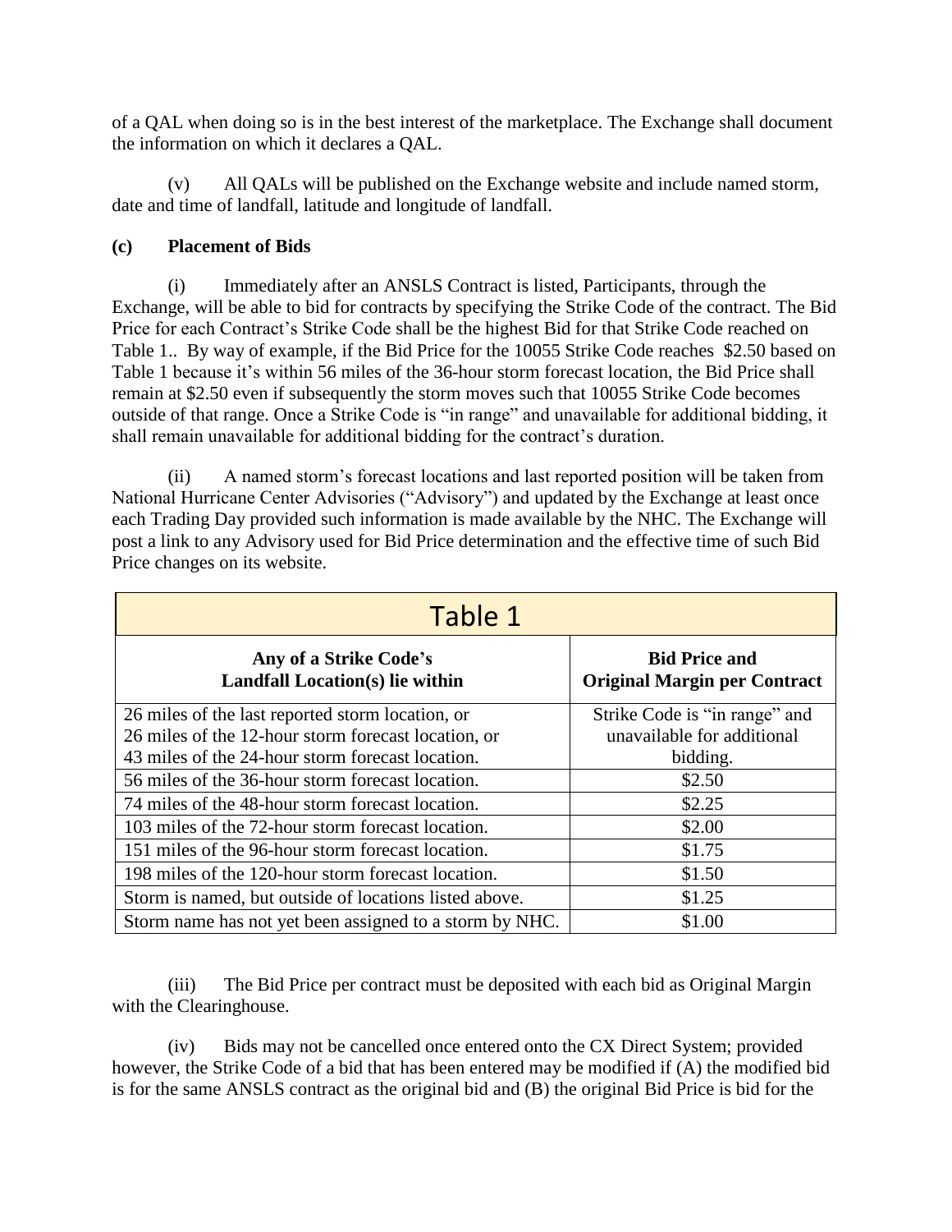of a QAL when doing so is in the best interest of the marketplace. The Exchange shall document the information on which it declares a QAL.

(v) All QALs will be published on the Exchange website and include named storm, date and time of landfall, latitude and longitude of landfall.

**(c) Placement of Bids**

(i) Immediately after an ANSLS Contract is listed, Participants, through the Exchange, will be able to bid for contracts by specifying the Strike Code of the contract. The Bid Price for each Contract's Strike Code shall be the highest Bid for that Strike Code reached on Table 1.. By way of example, if the Bid Price for the 10055 Strike Code reaches $2.50 based on Table 1 because it's within 56 miles of the 36-hour storm forecast location, the Bid Price shall remain at $2.50 even if subsequently the storm moves such that 10055 Strike Code becomes outside of that range. Once a Strike Code is "in range" and unavailable for additional bidding, it shall remain unavailable for additional bidding for the contract's duration.

(ii) A named storm's forecast locations and last reported position will be taken from National Hurricane Center Advisories ("Advisory") and updated by the Exchange at least once each Trading Day provided such information is made available by the NHC. The Exchange will post a link to any Advisory used for Bid Price determination and the effective time of such Bid Price changes on its website.

Table 1

| Any of a Strike Code's Landfall Location(s) lie within | Bid Price and Original Margin per Contract |
|---|---|
| 26 miles of the last reported storm location, or 26 miles of the 12-hour storm forecast location, or 43 miles of the 24-hour storm forecast location. | Strike Code is "in range" and unavailable for additional bidding. |
| 56 miles of the 36-hour storm forecast location. | $2.50 |
| 74 miles of the 48-hour storm forecast location. | $2.25 |
| 103 miles of the 72-hour storm forecast location. | $2.00 |
| 151 miles of the 96-hour storm forecast location. | $1.75 |
| 198 miles of the 120-hour storm forecast location. | $1.50 |
| Storm is named, but outside of locations listed above. | $1.25 |
| Storm name has not yet been assigned to a storm by NHC. | $1.00 |

(iii) The Bid Price per contract must be deposited with each bid as Original Margin with the Clearinghouse.

(iv) Bids may not be cancelled once entered onto the CX Direct System; provided however, the Strike Code of a bid that has been entered may be modified if (A) the modified bid is for the same ANSLS contract as the original bid and (B) the original Bid Price is bid for the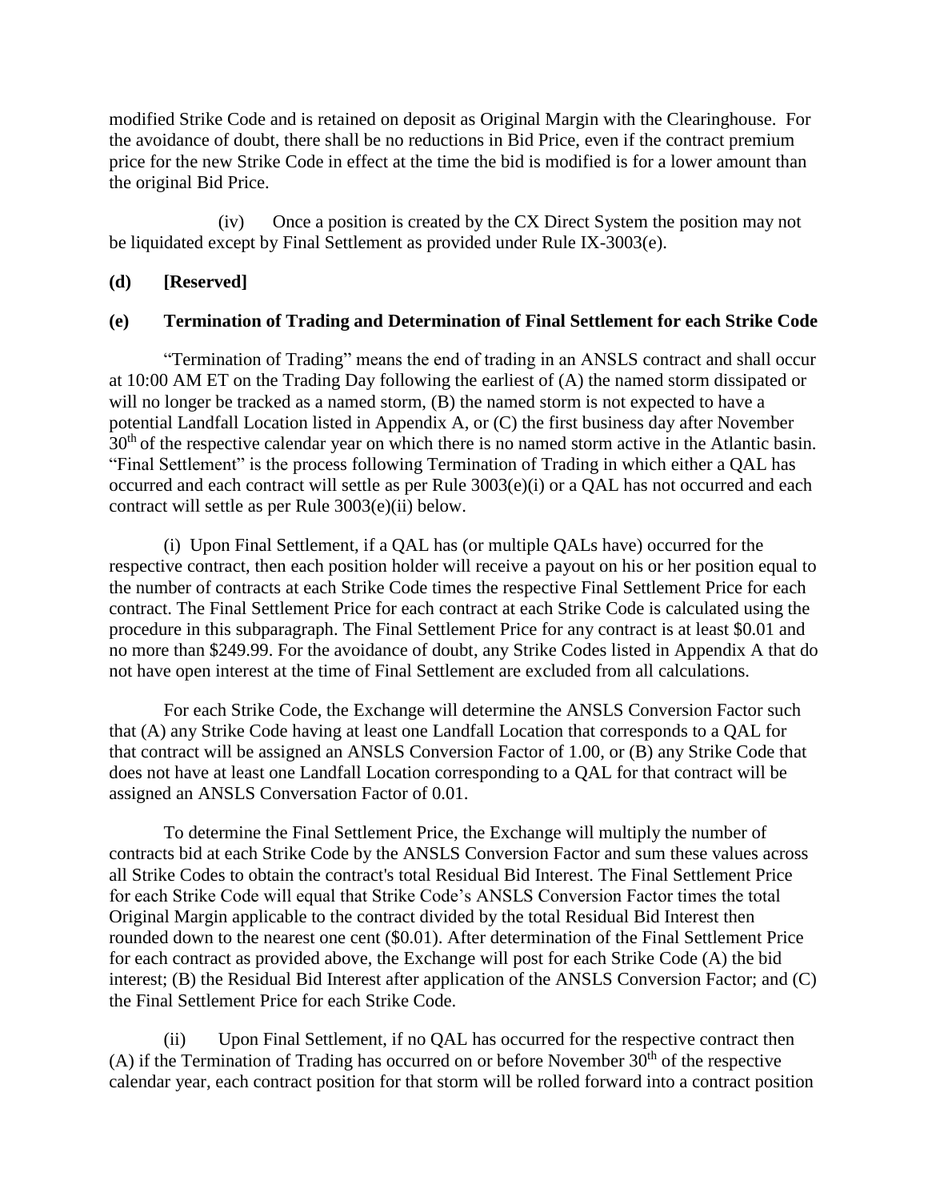modified Strike Code and is retained on deposit as Original Margin with the Clearinghouse. For the avoidance of doubt, there shall be no reductions in Bid Price, even if the contract premium price for the new Strike Code in effect at the time the bid is modified is for a lower amount than the original Bid Price.

(iv) Once a position is created by the CX Direct System the position may not be liquidated except by Final Settlement as provided under Rule IX-3003(e).

**(d) [Reserved]**

**(e) Termination of Trading and Determination of Final Settlement for each Strike Code**

"Termination of Trading" means the end of trading in an ANSLS contract and shall occur at 10:00 AM ET on the Trading Day following the earliest of (A) the named storm dissipated or will no longer be tracked as a named storm, (B) the named storm is not expected to have a potential Landfall Location listed in Appendix A, or (C) the first business day after November 30th of the respective calendar year on which there is no named storm active in the Atlantic basin. "Final Settlement" is the process following Termination of Trading in which either a QAL has occurred and each contract will settle as per Rule 3003(e)(i) or a QAL has not occurred and each contract will settle as per Rule 3003(e)(ii) below.

(i) Upon Final Settlement, if a QAL has (or multiple QALs have) occurred for the respective contract, then each position holder will receive a payout on his or her position equal to the number of contracts at each Strike Code times the respective Final Settlement Price for each contract. The Final Settlement Price for each contract at each Strike Code is calculated using the procedure in this subparagraph. The Final Settlement Price for any contract is at least $0.01 and no more than $249.99. For the avoidance of doubt, any Strike Codes listed in Appendix A that do not have open interest at the time of Final Settlement are excluded from all calculations.

For each Strike Code, the Exchange will determine the ANSLS Conversion Factor such that (A) any Strike Code having at least one Landfall Location that corresponds to a QAL for that contract will be assigned an ANSLS Conversion Factor of 1.00, or (B) any Strike Code that does not have at least one Landfall Location corresponding to a QAL for that contract will be assigned an ANSLS Conversation Factor of 0.01.

To determine the Final Settlement Price, the Exchange will multiply the number of contracts bid at each Strike Code by the ANSLS Conversion Factor and sum these values across all Strike Codes to obtain the contract's total Residual Bid Interest. The Final Settlement Price for each Strike Code will equal that Strike Code's ANSLS Conversion Factor times the total Original Margin applicable to the contract divided by the total Residual Bid Interest then rounded down to the nearest one cent ($0.01). After determination of the Final Settlement Price for each contract as provided above, the Exchange will post for each Strike Code (A) the bid interest; (B) the Residual Bid Interest after application of the ANSLS Conversion Factor; and (C) the Final Settlement Price for each Strike Code.

(ii) Upon Final Settlement, if no QAL has occurred for the respective contract then (A) if the Termination of Trading has occurred on or before November 30th of the respective calendar year, each contract position for that storm will be rolled forward into a contract position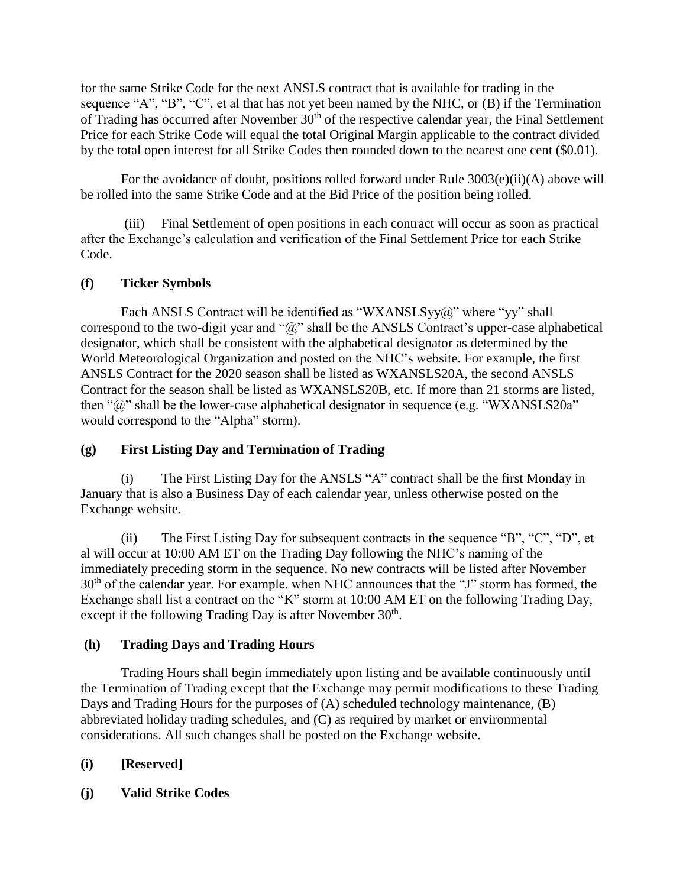for the same Strike Code for the next ANSLS contract that is available for trading in the sequence "A", "B", "C", et al that has not yet been named by the NHC, or (B) if the Termination of Trading has occurred after November 30th of the respective calendar year, the Final Settlement Price for each Strike Code will equal the total Original Margin applicable to the contract divided by the total open interest for all Strike Codes then rounded down to the nearest one cent ($0.01).

For the avoidance of doubt, positions rolled forward under Rule 3003(e)(ii)(A) above will be rolled into the same Strike Code and at the Bid Price of the position being rolled.

(iii) Final Settlement of open positions in each contract will occur as soon as practical after the Exchange's calculation and verification of the Final Settlement Price for each Strike Code.

**(f) Ticker Symbols**

Each ANSLS Contract will be identified as "WXANSLSyy@" where "yy" shall correspond to the two-digit year and "@" shall be the ANSLS Contract's upper-case alphabetical designator, which shall be consistent with the alphabetical designator as determined by the World Meteorological Organization and posted on the NHC's website. For example, the first ANSLS Contract for the 2020 season shall be listed as WXANSLS20A, the second ANSLS Contract for the season shall be listed as WXANSLS20B, etc. If more than 21 storms are listed, then "@" shall be the lower-case alphabetical designator in sequence (e.g. "WXANSLS20a" would correspond to the "Alpha" storm).

**(g) First Listing Day and Termination of Trading**

(i) The First Listing Day for the ANSLS "A" contract shall be the first Monday in January that is also a Business Day of each calendar year, unless otherwise posted on the Exchange website.

(ii) The First Listing Day for subsequent contracts in the sequence "B", "C", "D", et al will occur at 10:00 AM ET on the Trading Day following the NHC's naming of the immediately preceding storm in the sequence. No new contracts will be listed after November 30th of the calendar year. For example, when NHC announces that the "J" storm has formed, the Exchange shall list a contract on the "K" storm at 10:00 AM ET on the following Trading Day, except if the following Trading Day is after November 30th.

**(h) Trading Days and Trading Hours**

Trading Hours shall begin immediately upon listing and be available continuously until the Termination of Trading except that the Exchange may permit modifications to these Trading Days and Trading Hours for the purposes of (A) scheduled technology maintenance, (B) abbreviated holiday trading schedules, and (C) as required by market or environmental considerations. All such changes shall be posted on the Exchange website.

**(i) [Reserved]**

**(j) Valid Strike Codes**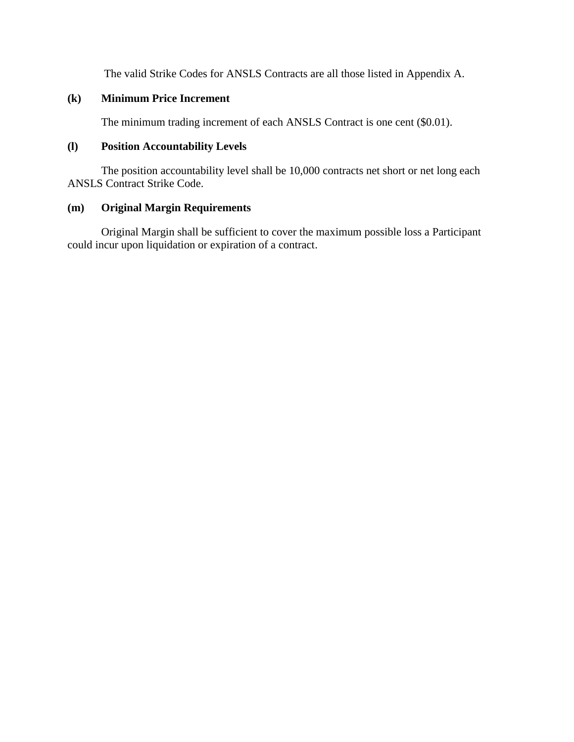The valid Strike Codes for ANSLS Contracts are all those listed in Appendix A.

**(k) Minimum Price Increment**

The minimum trading increment of each ANSLS Contract is one cent ($0.01).

**(l) Position Accountability Levels**

The position accountability level shall be 10,000 contracts net short or net long each ANSLS Contract Strike Code.

**(m) Original Margin Requirements**

Original Margin shall be sufficient to cover the maximum possible loss a Participant could incur upon liquidation or expiration of a contract.